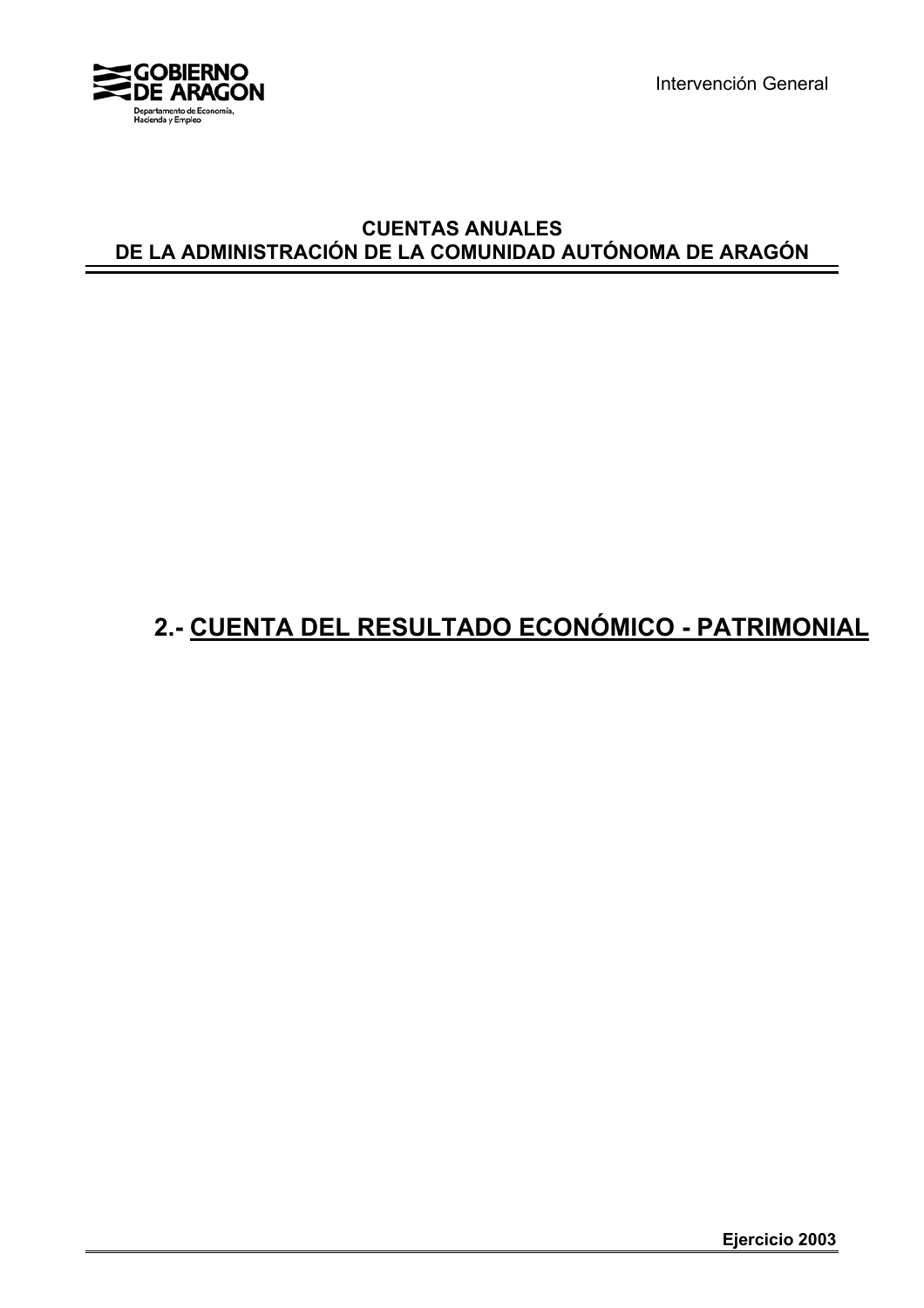GOBIERNO DE ARAGON

Departamento de Economía, Hacienda y Empleo

Intervención General

**CUENTAS ANUALES**
**DE LA ADMINISTRACIÓN DE LA COMUNIDAD AUTÓNOMA DE ARAGÓN**

# 2.- CUENTA DEL RESULTADO ECONÓMICO - PATRIMONIAL

**Ejercicio 2003**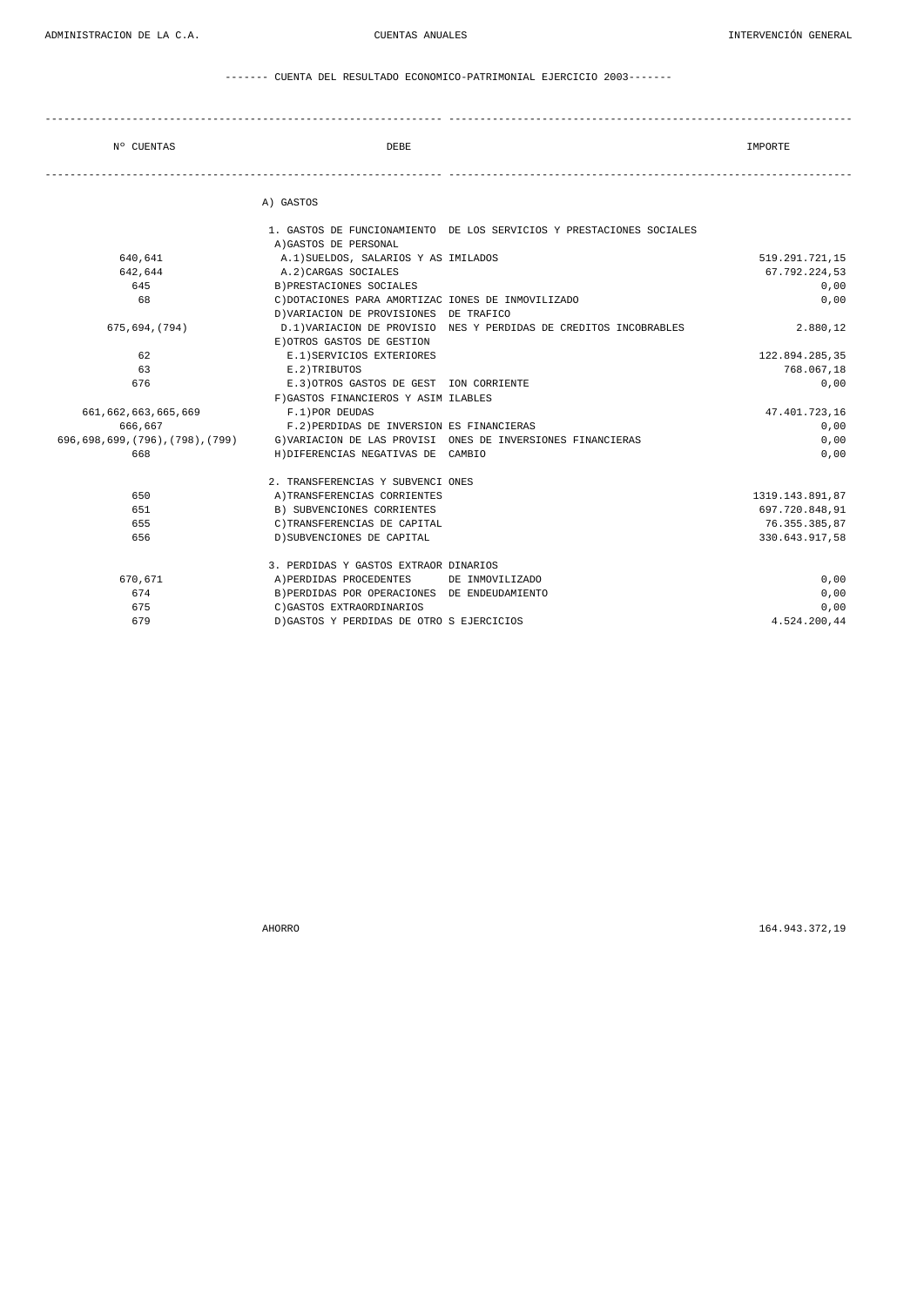------- CUENTA DEL RESULTADO ECONOMICO-PATRIMONIAL EJERCICIO 2003-------

| Nº CUENTAS | DEBE | IMPORTE |
|---|---|---|
| | A) GASTOS | |
| | 1. GASTOS DE FUNCIONAMIENTO DE LOS SERVICIOS Y PRESTACIONES SOCIALES | |
| | A)GASTOS DE PERSONAL | |
| 640,641 | A.1)SUELDOS, SALARIOS Y ASIMILADOS | 519.291.721,15 |
| 642,644 | A.2)CARGAS SOCIALES | 67.792.224,53 |
| 645 | B)PRESTACIONES SOCIALES | 0,00 |
| 68 | C)DOTACIONES PARA AMORTIZACIONES DE INMOVILIZADO | 0,00 |
| | D)VARIACION DE PROVISIONES DE TRAFICO | |
| 675,694,(794) | D.1)VARIACION DE PROVISIONES Y PERDIDAS DE CREDITOS INCOBRABLES | 2.880,12 |
| | E)OTROS GASTOS DE GESTION | |
| 62 | E.1)SERVICIOS EXTERIORES | 122.894.285,35 |
| 63 | E.2)TRIBUTOS | 768.067,18 |
| 676 | E.3)OTROS GASTOS DE GESTION CORRIENTE | 0,00 |
| | F)GASTOS FINANCIEROS Y ASIMILABLES | |
| 661,662,663,665,669 | F.1)POR DEUDAS | 47.401.723,16 |
| 666,667 | F.2)PERDIDAS DE INVERSIONES FINANCIERAS | 0,00 |
| 696,698,699,(796),(798),(799) | G)VARIACION DE LAS PROVISIONES DE INVERSIONES FINANCIERAS | 0,00 |
| 668 | H)DIFERENCIAS NEGATIVAS DE CAMBIO | 0,00 |
| | 2. TRANSFERENCIAS Y SUBVENCIONES | |
| 650 | A)TRANSFERENCIAS CORRIENTES | 1319.143.891,87 |
| 651 | B) SUBVENCIONES CORRIENTES | 697.720.848,91 |
| 655 | C)TRANSFERENCIAS DE CAPITAL | 76.355.385,87 |
| 656 | D)SUBVENCIONES DE CAPITAL | 330.643.917,58 |
| | 3. PERDIDAS Y GASTOS EXTRAORDINARIOS | |
| 670,671 | A)PERDIDAS PROCEDENTES DE INMOVILIZADO | 0,00 |
| 674 | B)PERDIDAS POR OPERACIONES DE ENDEUDAMIENTO | 0,00 |
| 675 | C)GASTOS EXTRAORDINARIOS | 0,00 |
| 679 | D)GASTOS Y PERDIDAS DE OTROS EJERCICIOS | 4.524.200,44 |
| | AHORRO | 164.943.372,19 |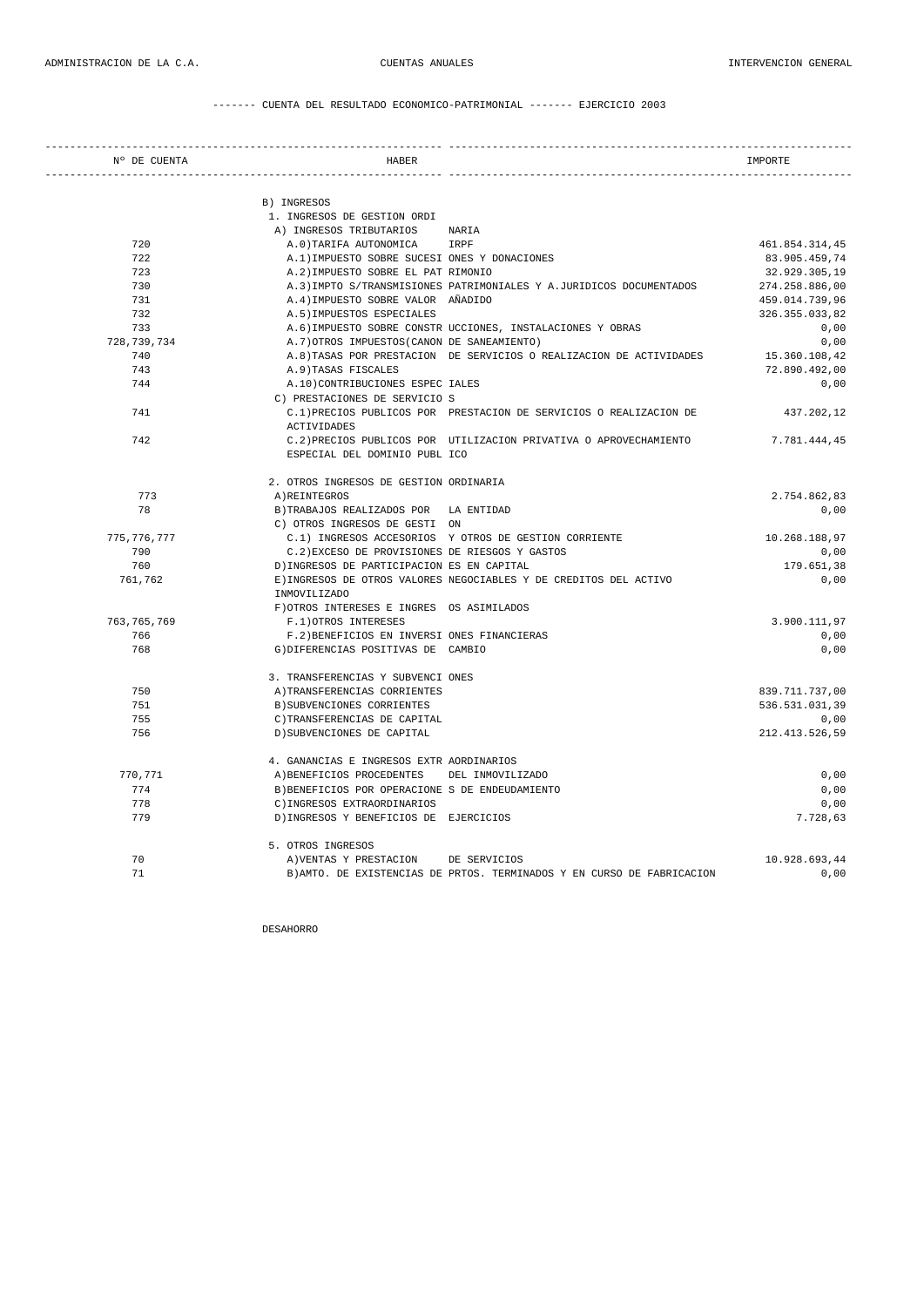ADMINISTRACION DE LA C.A. CUENTAS ANUALES INTERVENCION GENERAL

## ------- CUENTA DEL RESULTADO ECONOMICO-PATRIMONIAL ------- EJERCICIO 2003

| Nº DE CUENTA | HABER | IMPORTE |
|---|---|---|
| | B) INGRESOS | |
| | 1. INGRESOS DE GESTION ORDINARIA | |
| | A) INGRESOS TRIBUTARIOS | |
| 720 | A.0)TARIFA AUTONOMICA IRPF | 461.854.314,45 |
| 722 | A.1)IMPUESTO SOBRE SUCESIONES Y DONACIONES | 83.905.459,74 |
| 723 | A.2)IMPUESTO SOBRE EL PATRIMONIO | 32.929.305,19 |
| 730 | A.3)IMPTO S/TRANSMISIONES PATRIMONIALES Y A.JURIDICOS DOCUMENTADOS | 274.258.886,00 |
| 731 | A.4)IMPUESTO SOBRE VALOR AÑADIDO | 459.014.739,96 |
| 732 | A.5)IMPUESTOS ESPECIALES | 326.355.033,82 |
| 733 | A.6)IMPUESTO SOBRE CONSTRUCCIONES, INSTALACIONES Y OBRAS | 0,00 |
| 728,739,734 | A.7)OTROS IMPUESTOS(CANON DE SANEAMIENTO) | 0,00 |
| 740 | A.8)TASAS POR PRESTACION DE SERVICIOS O REALIZACION DE ACTIVIDADES | 15.360.108,42 |
| 743 | A.9)TASAS FISCALES | 72.890.492,00 |
| 744 | A.10)CONTRIBUCIONES ESPECIALES | 0,00 |
| | C) PRESTACIONES DE SERVICIOS | |
| 741 | C.1)PRECIOS PUBLICOS POR PRESTACION DE SERVICIOS O REALIZACION DE ACTIVIDADES | 437.202,12 |
| 742 | C.2)PRECIOS PUBLICOS POR UTILIZACION PRIVATIVA O APROVECHAMIENTO ESPECIAL DEL DOMINIO PUBLICO | 7.781.444,45 |
| | 2. OTROS INGRESOS DE GESTION ORDINARIA | |
| 773 | A)REINTEGROS | 2.754.862,83 |
| 78 | B)TRABAJOS REALIZADOS POR LA ENTIDAD | 0,00 |
| | C) OTROS INGRESOS DE GESTION | |
| 775,776,777 | C.1) INGRESOS ACCESORIOS Y OTROS DE GESTION CORRIENTE | 10.268.188,97 |
| 790 | C.2)EXCESO DE PROVISIONES DE RIESGOS Y GASTOS | 0,00 |
| 760 | D)INGRESOS DE PARTICIPACION ES EN CAPITAL | 179.651,38 |
| 761,762 | E)INGRESOS DE OTROS VALORES NEGOCIABLES Y DE CREDITOS DEL ACTIVO INMOVILIZADO | 0,00 |
| | F)OTROS INTERESES E INGRESOS ASIMILADOS | |
| 763,765,769 | F.1)OTROS INTERESES | 3.900.111,97 |
| 766 | F.2)BENEFICIOS EN INVERSIONES FINANCIERAS | 0,00 |
| 768 | G)DIFERENCIAS POSITIVAS DE CAMBIO | 0,00 |
| | 3. TRANSFERENCIAS Y SUBVENCIONES | |
| 750 | A)TRANSFERENCIAS CORRIENTES | 839.711.737,00 |
| 751 | B)SUBVENCIONES CORRIENTES | 536.531.031,39 |
| 755 | C)TRANSFERENCIAS DE CAPITAL | 0,00 |
| 756 | D)SUBVENCIONES DE CAPITAL | 212.413.526,59 |
| | 4. GANANCIAS E INGRESOS EXTRAORDINARIOS | |
| 770,771 | A)BENEFICIOS PROCEDENTES DEL INMOVILIZADO | 0,00 |
| 774 | B)BENEFICIOS POR OPERACIONES DE ENDEUDAMIENTO | 0,00 |
| 778 | C)INGRESOS EXTRAORDINARIOS | 0,00 |
| 779 | D)INGRESOS Y BENEFICIOS DE EJERCICIOS | 7.728,63 |
| | 5. OTROS INGRESOS | |
| 70 | A)VENTAS Y PRESTACION DE SERVICIOS | 10.928.693,44 |
| 71 | B)AMTO. DE EXISTENCIAS DE PRTOS. TERMINADOS Y EN CURSO DE FABRICACION | 0,00 |

DESAHORRO